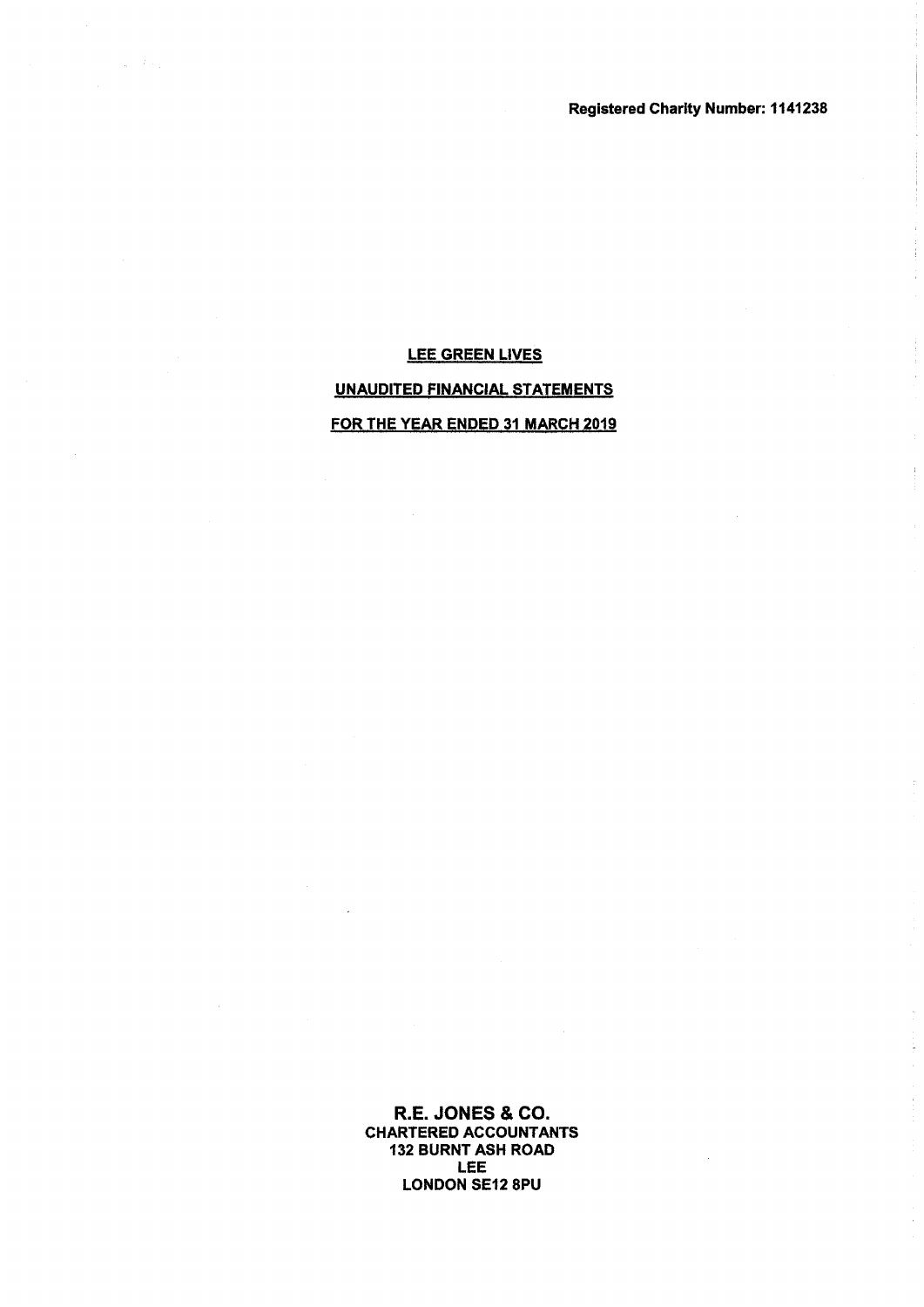Registered Charity Number: 1141238

# LEE GREEN LIVES

## UNAUDITED FINANCIAL STATEMENTS

## FOR THE YEAR ENDED 31 MARCH 2019

**R.E. JONES & CO.**
**CHARTERED ACCOUNTANTS**
**132 BURNT ASH ROAD**
**LEE**
**LONDON SE12 8PU**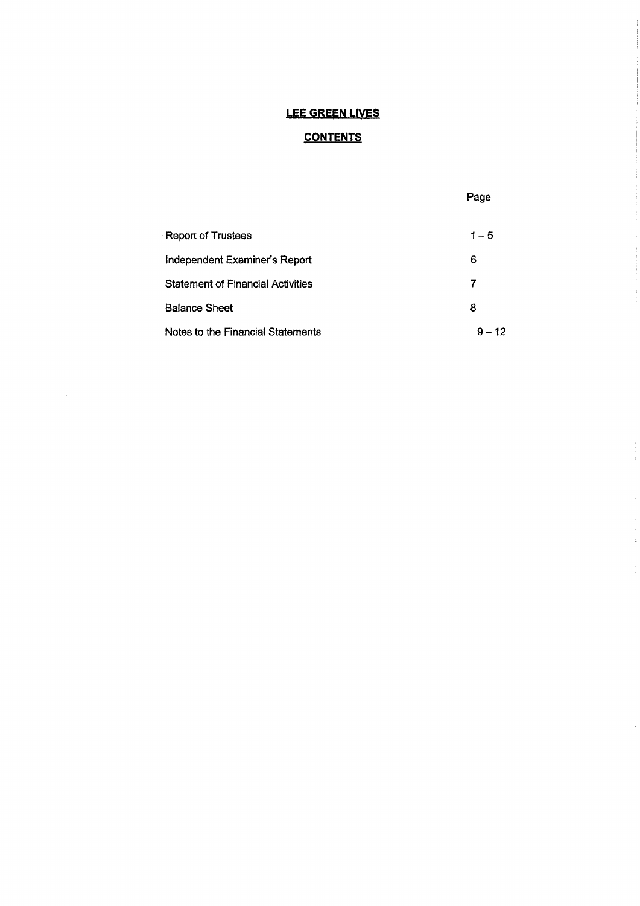# LEE GREEN LIVES

## CONTENTS

| | Page |
|---|---|
| Report of Trustees | 1 – 5 |
| Independent Examiner's Report | 6 |
| Statement of Financial Activities | 7 |
| Balance Sheet | 8 |
| Notes to the Financial Statements | 9 – 12 |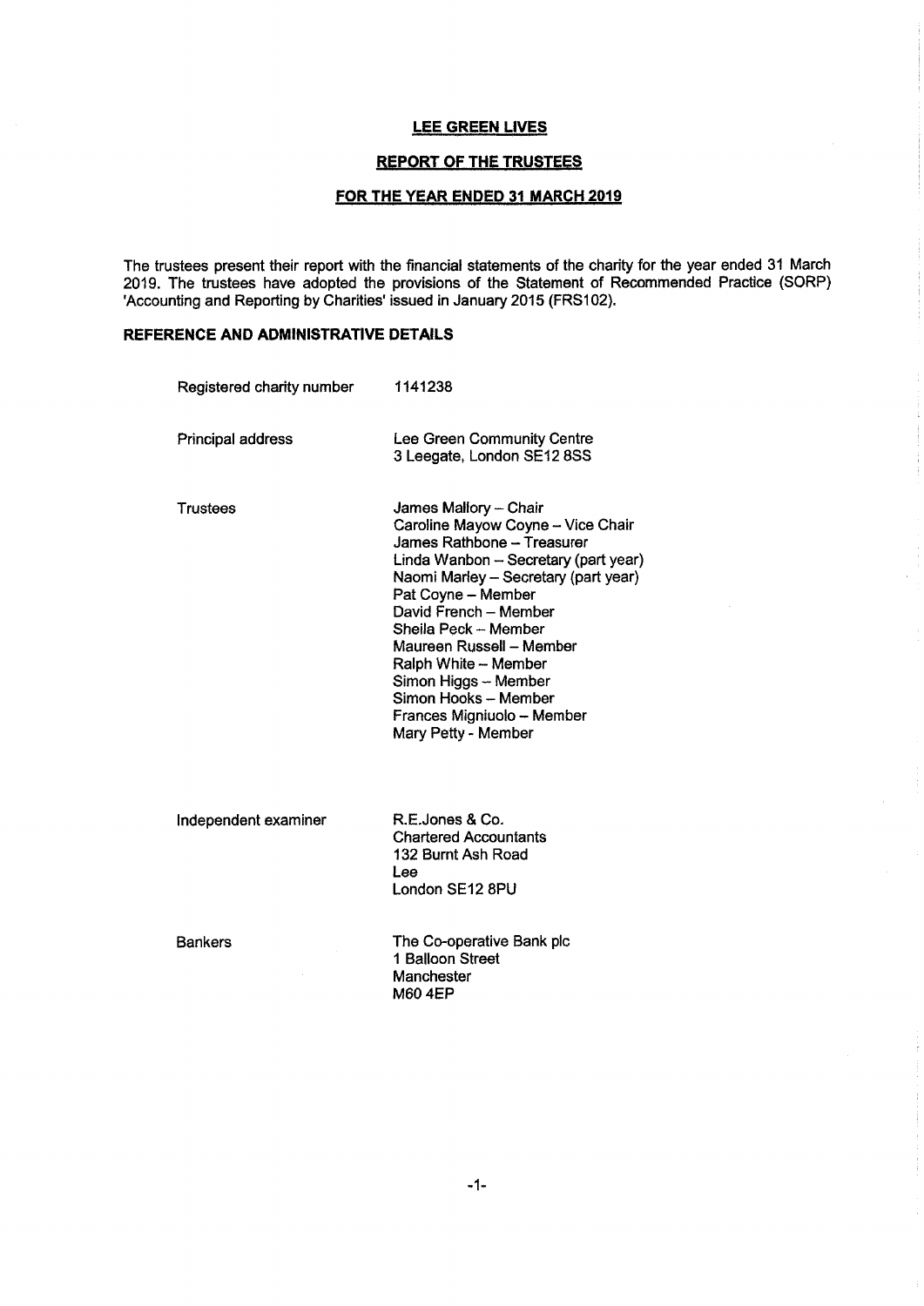# LEE GREEN LIVES

## REPORT OF THE TRUSTEES

## FOR THE YEAR ENDED 31 MARCH 2019

The trustees present their report with the financial statements of the charity for the year ended 31 March 2019. The trustees have adopted the provisions of the Statement of Recommended Practice (SORP) 'Accounting and Reporting by Charities' issued in January 2015 (FRS102).

### REFERENCE AND ADMINISTRATIVE DETAILS

| | |
|---|---|
| Registered charity number | 1141238 |
| Principal address | Lee Green Community Centre<br>3 Leegate, London SE12 8SS |
| Trustees | James Mallory – Chair<br>Caroline Mayow Coyne – Vice Chair<br>James Rathbone – Treasurer<br>Linda Wanbon – Secretary (part year)<br>Naomi Marley – Secretary (part year)<br>Pat Coyne – Member<br>David French – Member<br>Sheila Peck – Member<br>Maureen Russell – Member<br>Ralph White – Member<br>Simon Higgs – Member<br>Simon Hooks – Member<br>Frances Migniuolo – Member<br>Mary Petty - Member |
| Independent examiner | R.E.Jones & Co.<br>Chartered Accountants<br>132 Burnt Ash Road<br>Lee<br>London SE12 8PU |
| Bankers | The Co-operative Bank plc<br>1 Balloon Street<br>Manchester<br>M60 4EP |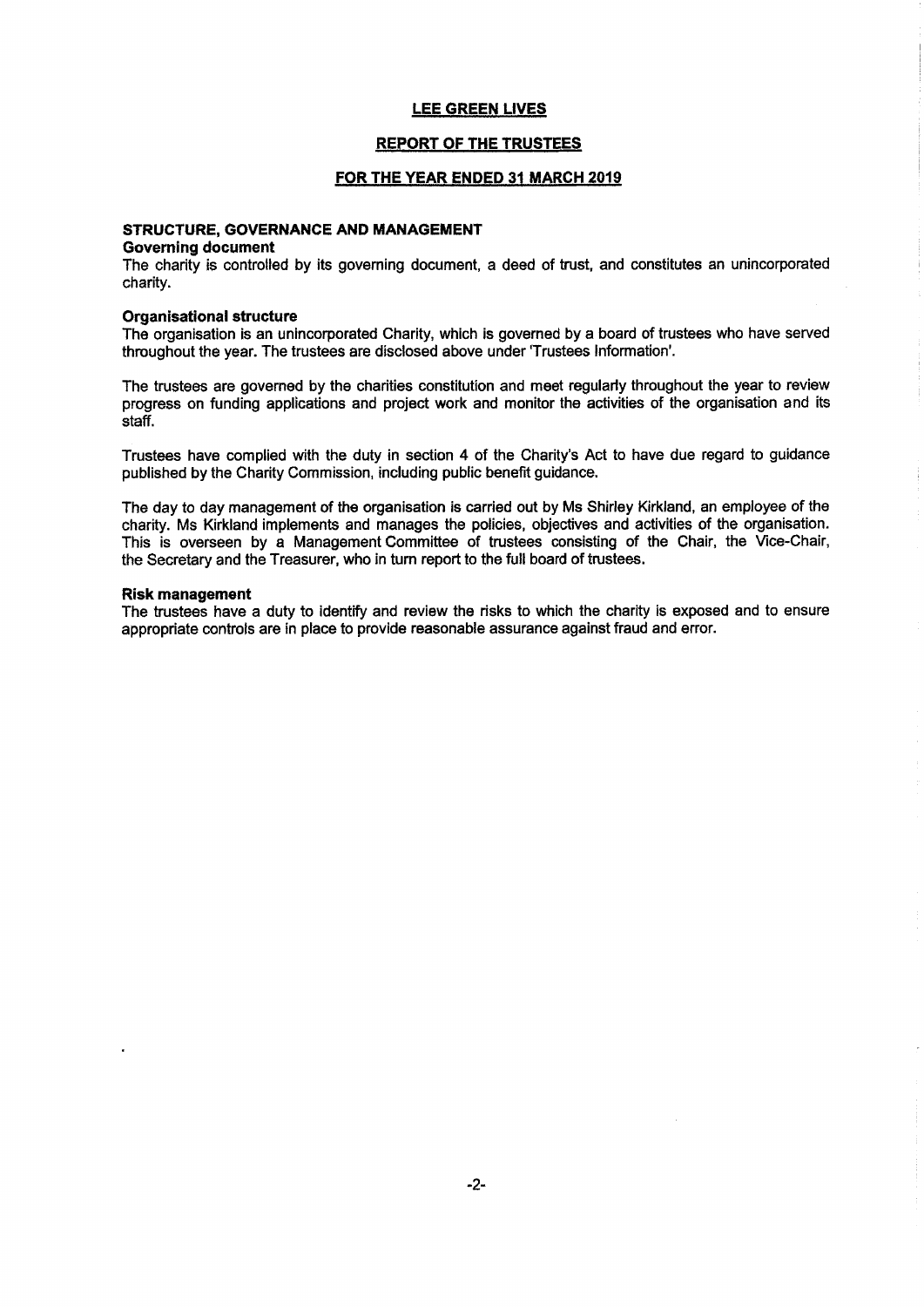**LEE GREEN LIVES**

**REPORT OF THE TRUSTEES**

**FOR THE YEAR ENDED 31 MARCH 2019**

## STRUCTURE, GOVERNANCE AND MANAGEMENT

### Governing document

The charity is controlled by its governing document, a deed of trust, and constitutes an unincorporated charity.

### Organisational structure

The organisation is an unincorporated Charity, which is governed by a board of trustees who have served throughout the year. The trustees are disclosed above under 'Trustees Information'.

The trustees are governed by the charities constitution and meet regularly throughout the year to review progress on funding applications and project work and monitor the activities of the organisation and its staff.

Trustees have complied with the duty in section 4 of the Charity's Act to have due regard to guidance published by the Charity Commission, including public benefit guidance.

The day to day management of the organisation is carried out by Ms Shirley Kirkland, an employee of the charity. Ms Kirkland implements and manages the policies, objectives and activities of the organisation. This is overseen by a Management Committee of trustees consisting of the Chair, the Vice-Chair, the Secretary and the Treasurer, who in turn report to the full board of trustees.

### Risk management

The trustees have a duty to identify and review the risks to which the charity is exposed and to ensure appropriate controls are in place to provide reasonable assurance against fraud and error.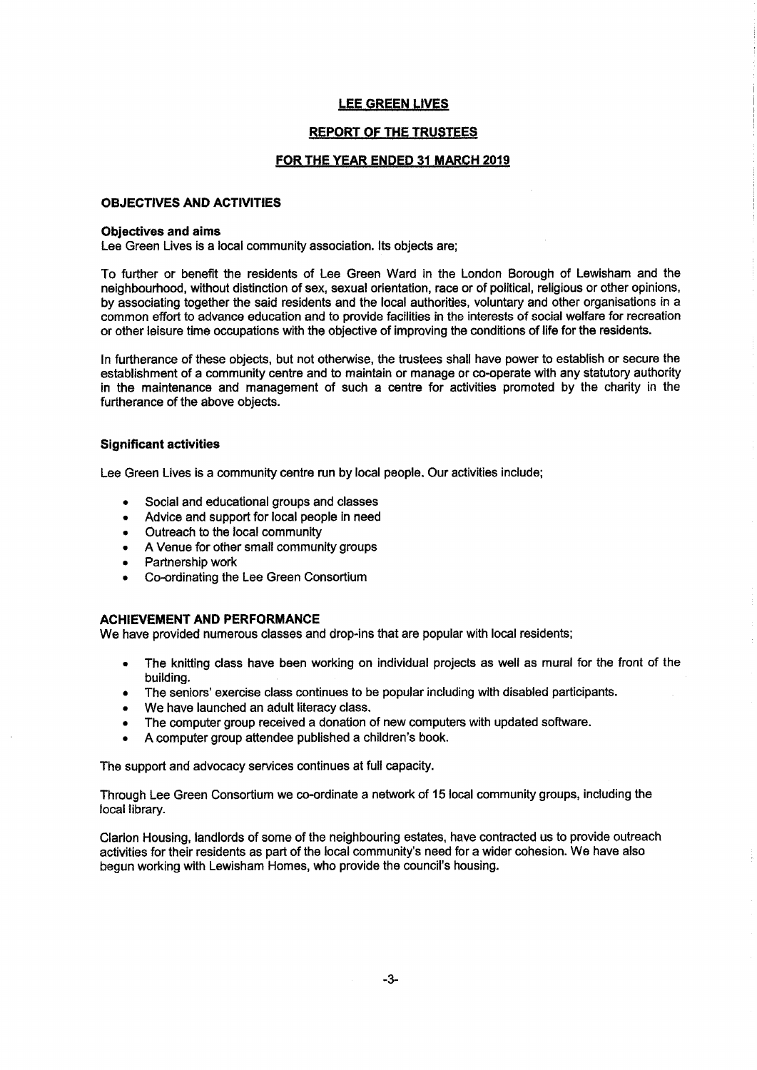# LEE GREEN LIVES

## REPORT OF THE TRUSTEES

## FOR THE YEAR ENDED 31 MARCH 2019

### OBJECTIVES AND ACTIVITIES

**Objectives and aims**

Lee Green Lives is a local community association. Its objects are;

To further or benefit the residents of Lee Green Ward in the London Borough of Lewisham and the neighbourhood, without distinction of sex, sexual orientation, race or of political, religious or other opinions, by associating together the said residents and the local authorities, voluntary and other organisations in a common effort to advance education and to provide facilities in the interests of social welfare for recreation or other leisure time occupations with the objective of improving the conditions of life for the residents.

In furtherance of these objects, but not otherwise, the trustees shall have power to establish or secure the establishment of a community centre and to maintain or manage or co-operate with any statutory authority in the maintenance and management of such a centre for activities promoted by the charity in the furtherance of the above objects.

**Significant activities**

Lee Green Lives is a community centre run by local people. Our activities include;

- Social and educational groups and classes
- Advice and support for local people in need
- Outreach to the local community
- A Venue for other small community groups
- Partnership work
- Co-ordinating the Lee Green Consortium

### ACHIEVEMENT AND PERFORMANCE

We have provided numerous classes and drop-ins that are popular with local residents;

- The knitting class have been working on individual projects as well as mural for the front of the building.
- The seniors' exercise class continues to be popular including with disabled participants.
- We have launched an adult literacy class.
- The computer group received a donation of new computers with updated software.
- A computer group attendee published a children's book.

The support and advocacy services continues at full capacity.

Through Lee Green Consortium we co-ordinate a network of 15 local community groups, including the local library.

Clarion Housing, landlords of some of the neighbouring estates, have contracted us to provide outreach activities for their residents as part of the local community's need for a wider cohesion. We have also begun working with Lewisham Homes, who provide the council's housing.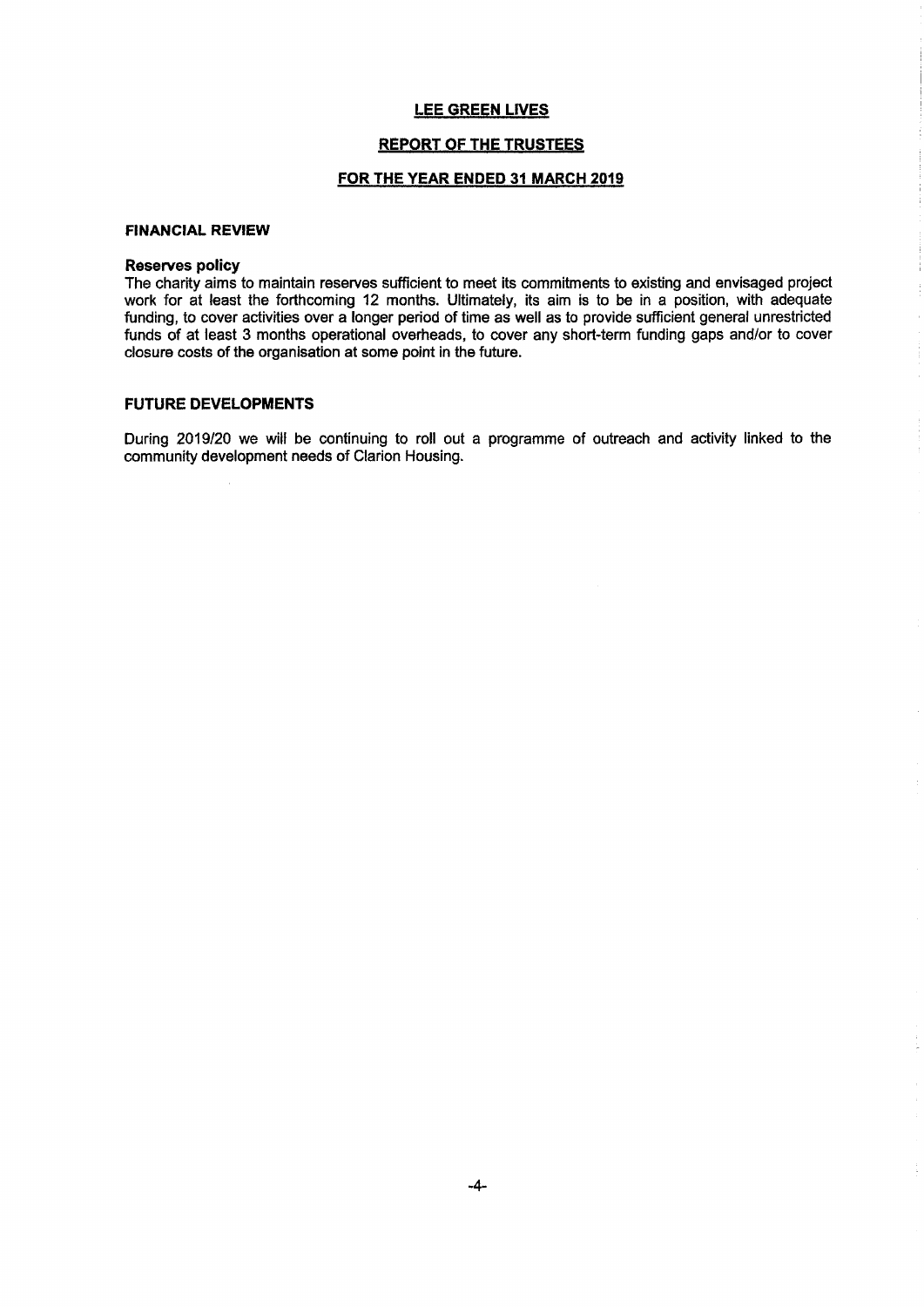# LEE GREEN LIVES

## REPORT OF THE TRUSTEES

## FOR THE YEAR ENDED 31 MARCH 2019

### FINANCIAL REVIEW

**Reserves policy**

The charity aims to maintain reserves sufficient to meet its commitments to existing and envisaged project work for at least the forthcoming 12 months. Ultimately, its aim is to be in a position, with adequate funding, to cover activities over a longer period of time as well as to provide sufficient general unrestricted funds of at least 3 months operational overheads, to cover any short-term funding gaps and/or to cover closure costs of the organisation at some point in the future.

### FUTURE DEVELOPMENTS

During 2019/20 we will be continuing to roll out a programme of outreach and activity linked to the community development needs of Clarion Housing.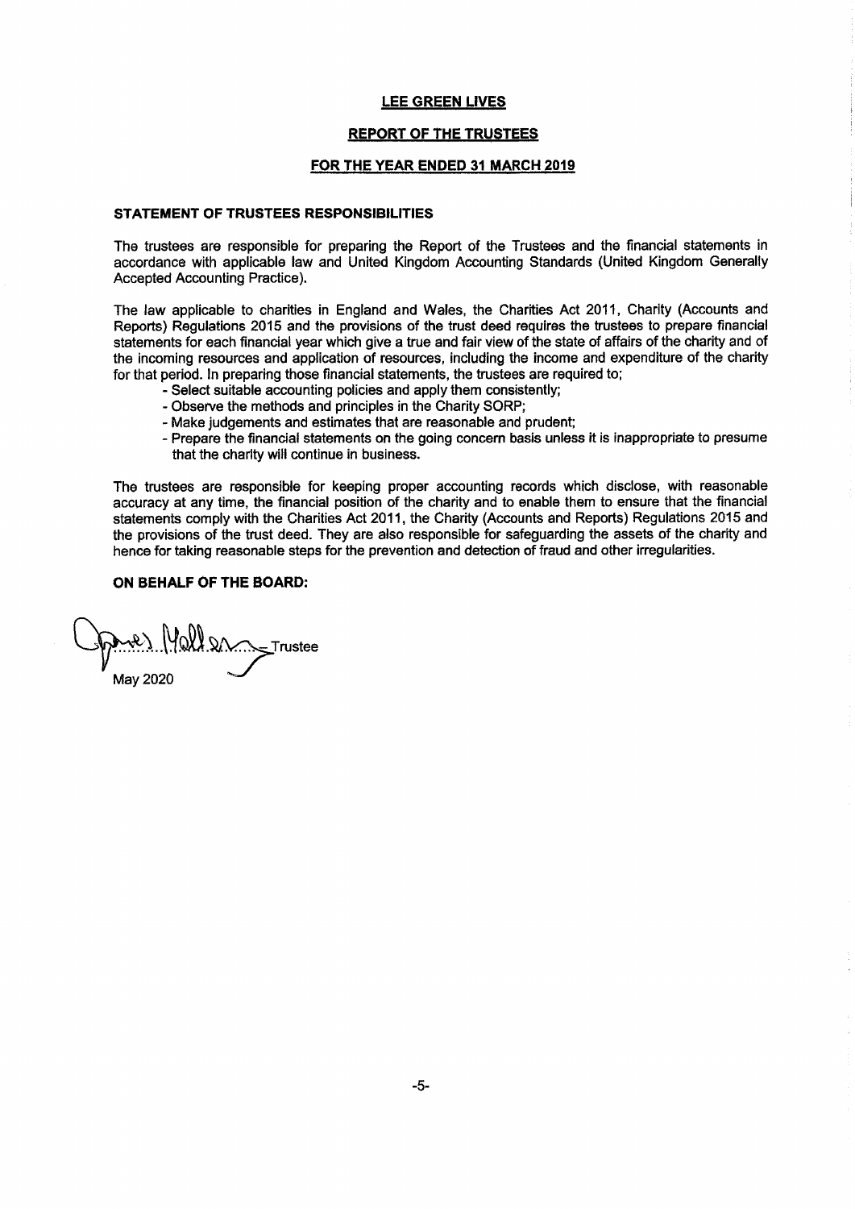# LEE GREEN LIVES

## REPORT OF THE TRUSTEES

## FOR THE YEAR ENDED 31 MARCH 2019

### STATEMENT OF TRUSTEES RESPONSIBILITIES

The trustees are responsible for preparing the Report of the Trustees and the financial statements in accordance with applicable law and United Kingdom Accounting Standards (United Kingdom Generally Accepted Accounting Practice).

The law applicable to charities in England and Wales, the Charities Act 2011, Charity (Accounts and Reports) Regulations 2015 and the provisions of the trust deed requires the trustees to prepare financial statements for each financial year which give a true and fair view of the state of affairs of the charity and of the incoming resources and application of resources, including the income and expenditure of the charity for that period. In preparing those financial statements, the trustees are required to;

- Select suitable accounting policies and apply them consistently;
- Observe the methods and principles in the Charity SORP;
- Make judgements and estimates that are reasonable and prudent;
- Prepare the financial statements on the going concern basis unless it is inappropriate to presume that the charity will continue in business.

The trustees are responsible for keeping proper accounting records which disclose, with reasonable accuracy at any time, the financial position of the charity and to enable them to ensure that the financial statements comply with the Charities Act 2011, the Charity (Accounts and Reports) Regulations 2015 and the provisions of the trust deed. They are also responsible for safeguarding the assets of the charity and hence for taking reasonable steps for the prevention and detection of fraud and other irregularities.

**ON BEHALF OF THE BOARD:**

James Mellor ........ Trustee

May 2020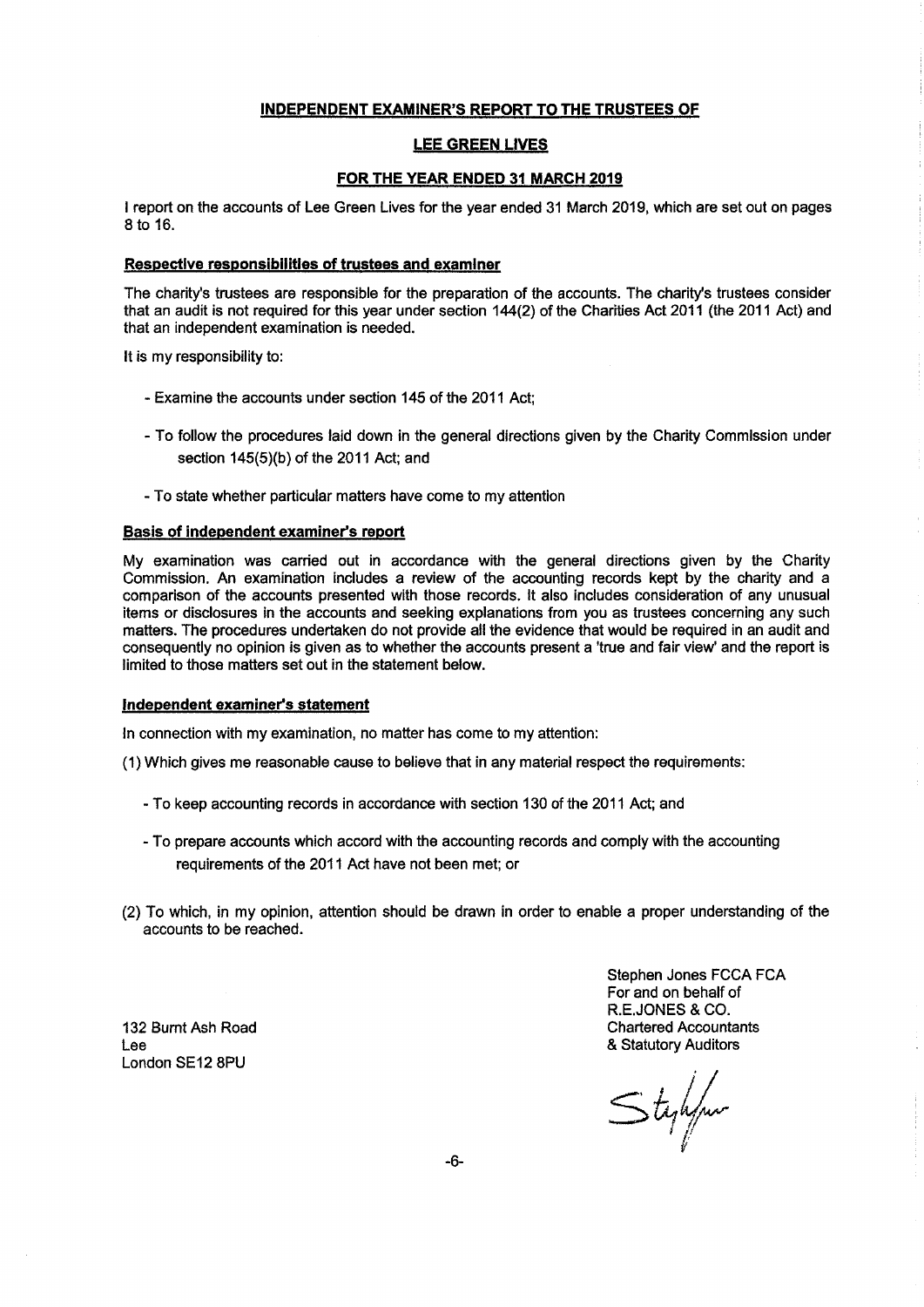## INDEPENDENT EXAMINER'S REPORT TO THE TRUSTEES OF

## LEE GREEN LIVES

## FOR THE YEAR ENDED 31 MARCH 2019

I report on the accounts of Lee Green Lives for the year ended 31 March 2019, which are set out on pages 8 to 16.

### Respective responsibilities of trustees and examiner

The charity's trustees are responsible for the preparation of the accounts. The charity's trustees consider that an audit is not required for this year under section 144(2) of the Charities Act 2011 (the 2011 Act) and that an independent examination is needed.

It is my responsibility to:

- Examine the accounts under section 145 of the 2011 Act;
- To follow the procedures laid down in the general directions given by the Charity Commission under section 145(5)(b) of the 2011 Act; and
- To state whether particular matters have come to my attention

### Basis of independent examiner's report

My examination was carried out in accordance with the general directions given by the Charity Commission. An examination includes a review of the accounting records kept by the charity and a comparison of the accounts presented with those records. It also includes consideration of any unusual items or disclosures in the accounts and seeking explanations from you as trustees concerning any such matters. The procedures undertaken do not provide all the evidence that would be required in an audit and consequently no opinion is given as to whether the accounts present a 'true and fair view' and the report is limited to those matters set out in the statement below.

### Independent examiner's statement

In connection with my examination, no matter has come to my attention:

(1) Which gives me reasonable cause to believe that in any material respect the requirements:

- To keep accounting records in accordance with section 130 of the 2011 Act; and
- To prepare accounts which accord with the accounting records and comply with the accounting requirements of the 2011 Act have not been met; or

(2) To which, in my opinion, attention should be drawn in order to enable a proper understanding of the accounts to be reached.

Stephen Jones FCCA FCA
For and on behalf of
R.E.JONES & CO.
Chartered Accountants
& Statutory Auditors

132 Burnt Ash Road
Lee
London SE12 8PU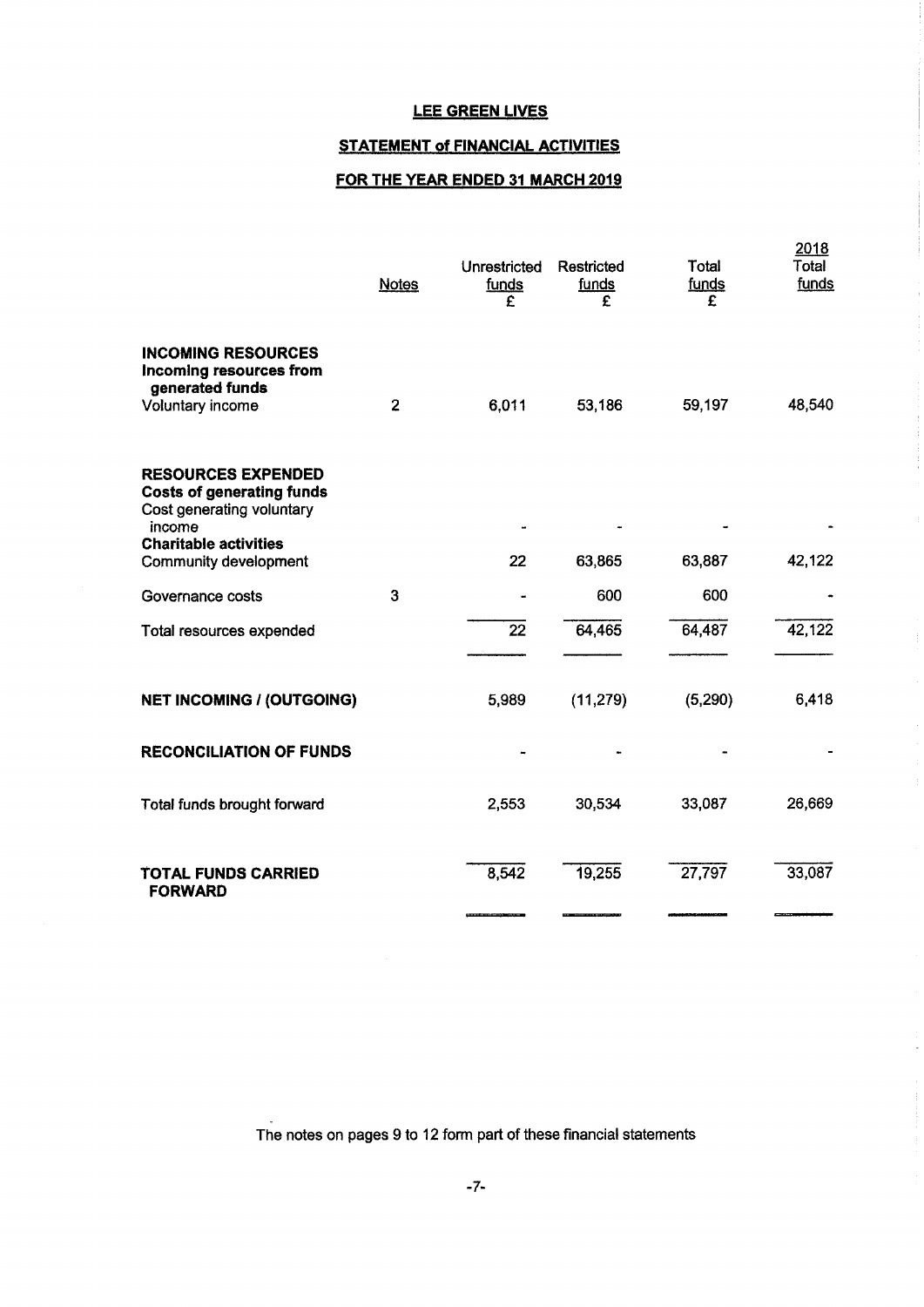# LEE GREEN LIVES

## STATEMENT of FINANCIAL ACTIVITIES

## FOR THE YEAR ENDED 31 MARCH 2019

| | Notes | Unrestricted funds £ | Restricted funds £ | Total funds £ | 2018 Total funds |
|---|---|---|---|---|---|
| **INCOMING RESOURCES** | | | | | |
| **Incoming resources from generated funds** | | | | | |
| Voluntary income | 2 | 6,011 | 53,186 | 59,197 | 48,540 |
| **RESOURCES EXPENDED** | | | | | |
| **Costs of generating funds** | | | | | |
| Cost generating voluntary income | | - | - | - | - |
| **Charitable activities** | | | | | |
| Community development | | 22 | 63,865 | 63,887 | 42,122 |
| Governance costs | 3 | - | 600 | 600 | - |
| Total resources expended | | 22 | 64,465 | 64,487 | 42,122 |
| **NET INCOMING / (OUTGOING)** | | 5,989 | (11,279) | (5,290) | 6,418 |
| **RECONCILIATION OF FUNDS** | | - | - | - | - |
| Total funds brought forward | | 2,553 | 30,534 | 33,087 | 26,669 |
| **TOTAL FUNDS CARRIED FORWARD** | | 8,542 | 19,255 | 27,797 | 33,087 |

The notes on pages 9 to 12 form part of these financial statements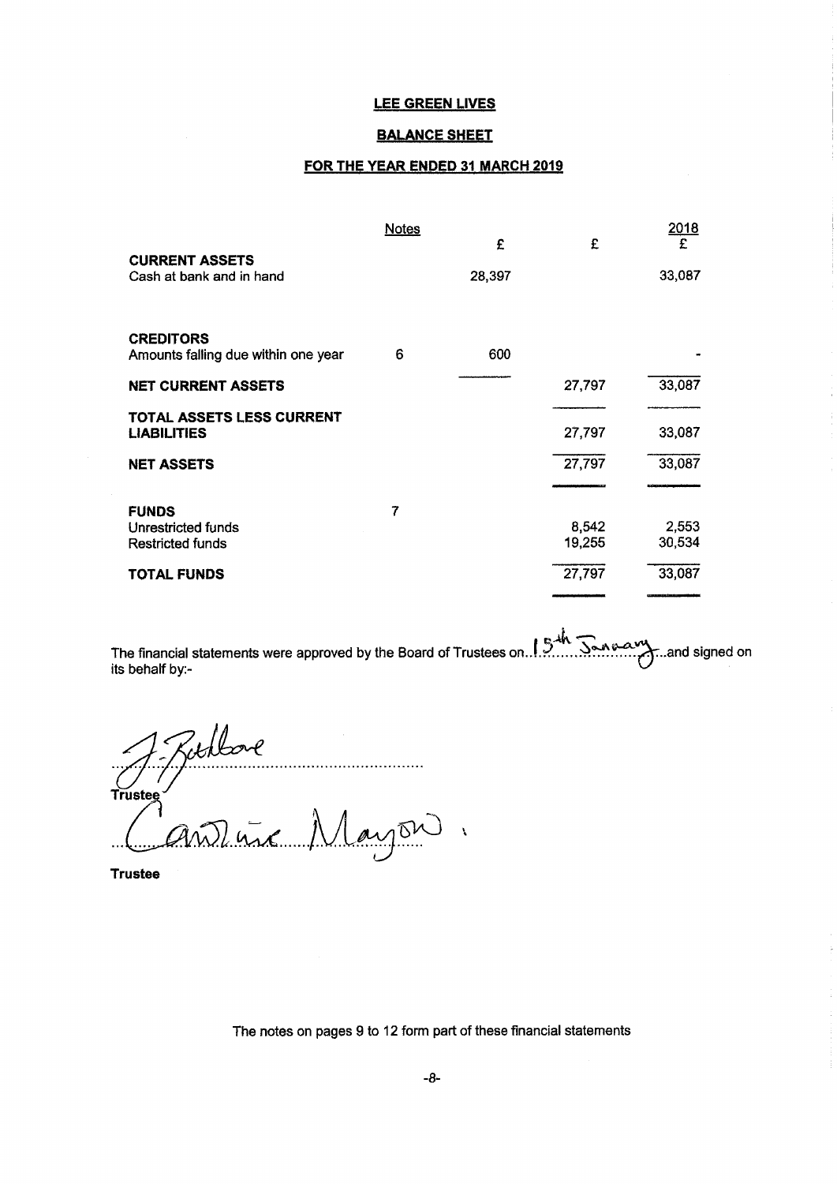# LEE GREEN LIVES

## BALANCE SHEET

## FOR THE YEAR ENDED 31 MARCH 2019

| | Notes | £ | £ | 2018 £ |
|---|---|---|---|---|
| **CURRENT ASSETS** | | | | |
| Cash at bank and in hand | | 28,397 | | 33,087 |
| **CREDITORS** | | | | |
| Amounts falling due within one year | 6 | 600 | | - |
| **NET CURRENT ASSETS** | | | 27,797 | 33,087 |
| **TOTAL ASSETS LESS CURRENT LIABILITIES** | | | 27,797 | 33,087 |
| **NET ASSETS** | | | 27,797 | 33,087 |
| **FUNDS** | 7 | | | |
| Unrestricted funds | | | 8,542 | 2,553 |
| Restricted funds | | | 19,255 | 30,534 |
| **TOTAL FUNDS** | | | 27,797 | 33,087 |

The financial statements were approved by the Board of Trustees on 15th January and signed on its behalf by:-

J. Rathbone
**Trustee**

Caroline Mayon
**Trustee**

The notes on pages 9 to 12 form part of these financial statements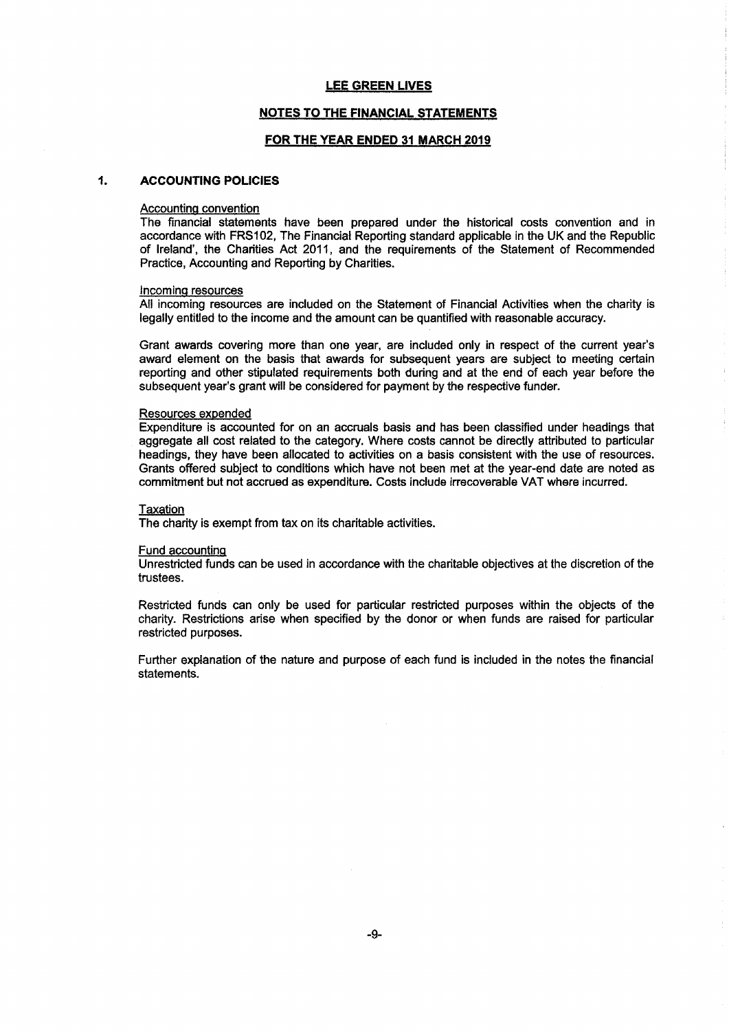**LEE GREEN LIVES**

**NOTES TO THE FINANCIAL STATEMENTS**

**FOR THE YEAR ENDED 31 MARCH 2019**

## 1. ACCOUNTING POLICIES

Accounting convention

The financial statements have been prepared under the historical costs convention and in accordance with FRS102, The Financial Reporting standard applicable in the UK and the Republic of Ireland', the Charities Act 2011, and the requirements of the Statement of Recommended Practice, Accounting and Reporting by Charities.

Incoming resources

All incoming resources are included on the Statement of Financial Activities when the charity is legally entitled to the income and the amount can be quantified with reasonable accuracy.

Grant awards covering more than one year, are included only in respect of the current year's award element on the basis that awards for subsequent years are subject to meeting certain reporting and other stipulated requirements both during and at the end of each year before the subsequent year's grant will be considered for payment by the respective funder.

Resources expended

Expenditure is accounted for on an accruals basis and has been classified under headings that aggregate all cost related to the category. Where costs cannot be directly attributed to particular headings, they have been allocated to activities on a basis consistent with the use of resources. Grants offered subject to conditions which have not been met at the year-end date are noted as commitment but not accrued as expenditure. Costs include irrecoverable VAT where incurred.

Taxation

The charity is exempt from tax on its charitable activities.

Fund accounting

Unrestricted funds can be used in accordance with the charitable objectives at the discretion of the trustees.

Restricted funds can only be used for particular restricted purposes within the objects of the charity. Restrictions arise when specified by the donor or when funds are raised for particular restricted purposes.

Further explanation of the nature and purpose of each fund is included in the notes the financial statements.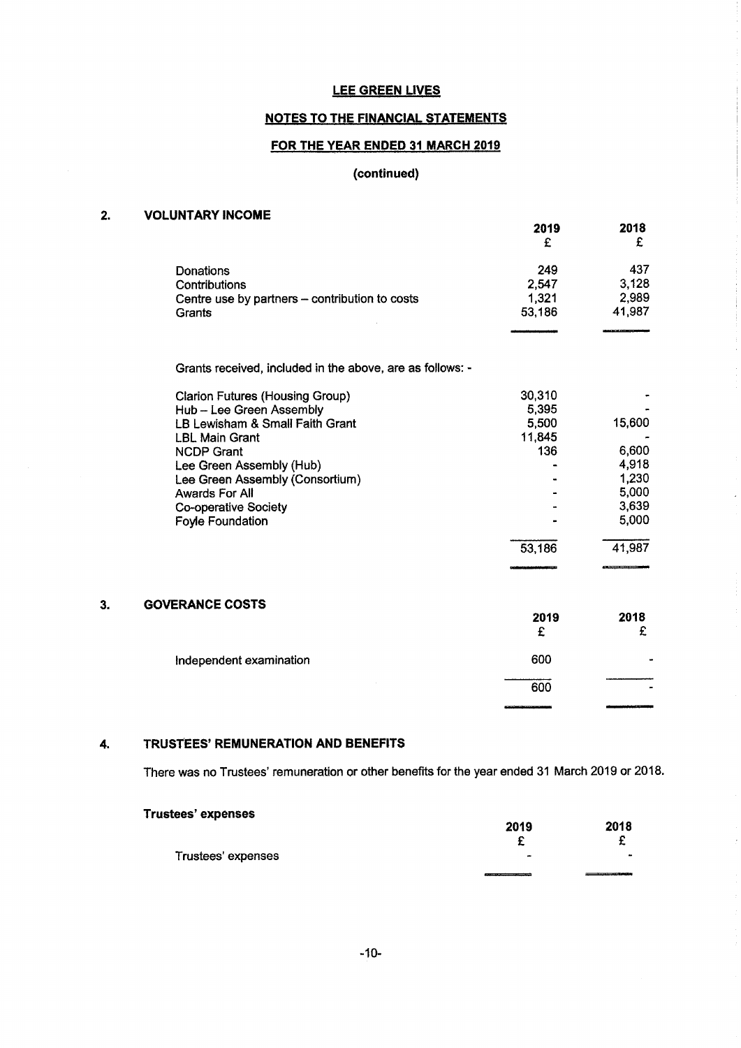# LEE GREEN LIVES

## NOTES TO THE FINANCIAL STATEMENTS

## FOR THE YEAR ENDED 31 MARCH 2019

**(continued)**

## 2. VOLUNTARY INCOME

| | 2019 £ | 2018 £ |
|---|---|---|
| Donations | 249 | 437 |
| Contributions | 2,547 | 3,128 |
| Centre use by partners – contribution to costs | 1,321 | 2,989 |
| Grants | 53,186 | 41,987 |

Grants received, included in the above, are as follows: -

| | 2019 £ | 2018 £ |
|---|---|---|
| Clarion Futures (Housing Group) | 30,310 | - |
| Hub – Lee Green Assembly | 5,395 | - |
| LB Lewisham & Small Faith Grant | 5,500 | 15,600 |
| LBL Main Grant | 11,845 | - |
| NCDP Grant | 136 | 6,600 |
| Lee Green Assembly (Hub) | - | 4,918 |
| Lee Green Assembly (Consortium) | - | 1,230 |
| Awards For All | - | 5,000 |
| Co-operative Society | - | 3,639 |
| Foyle Foundation | - | 5,000 |
| | 53,186 | 41,987 |

## 3. GOVERANCE COSTS

| | 2019 £ | 2018 £ |
|---|---|---|
| Independent examination | 600 | - |
| | 600 | - |

## 4. TRUSTEES' REMUNERATION AND BENEFITS

There was no Trustees' remuneration or other benefits for the year ended 31 March 2019 or 2018.

**Trustees' expenses**

| | 2019 £ | 2018 £ |
|---|---|---|
| Trustees' expenses | - | - |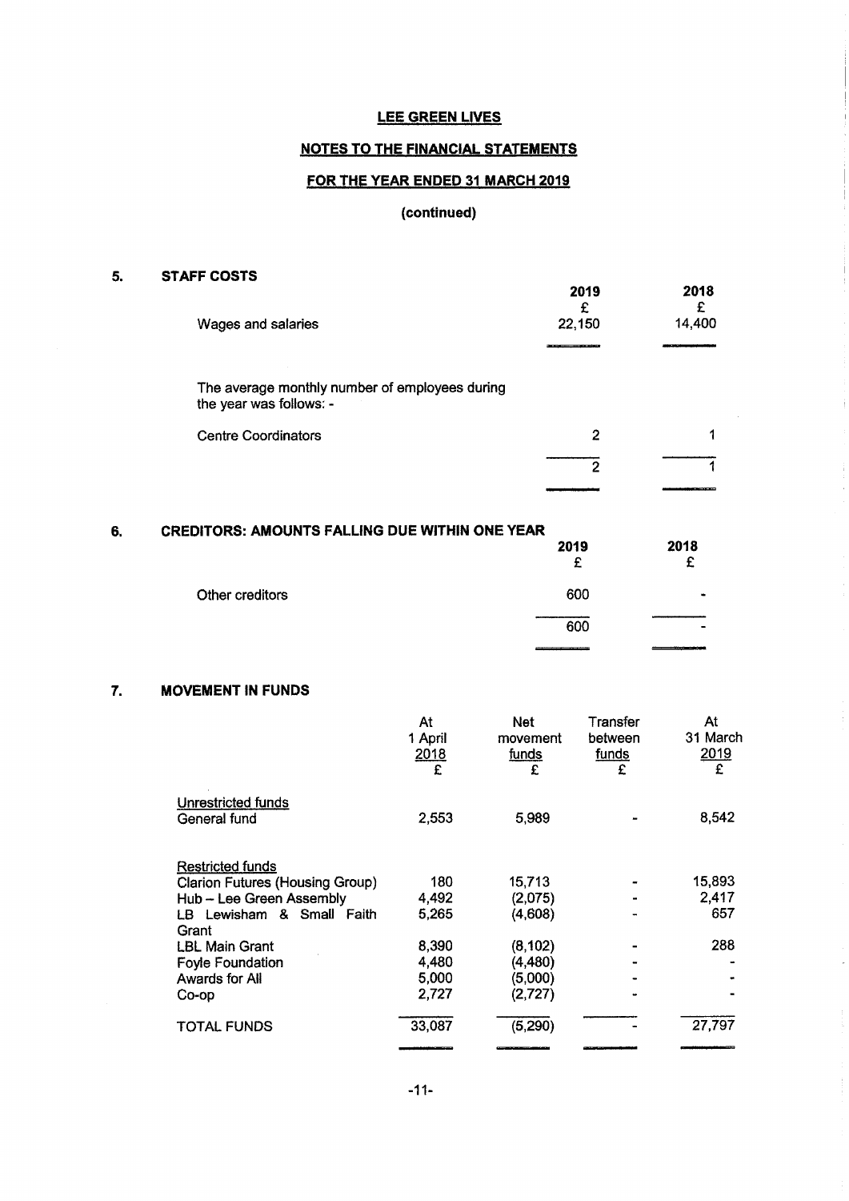# LEE GREEN LIVES

## NOTES TO THE FINANCIAL STATEMENTS

## FOR THE YEAR ENDED 31 MARCH 2019

**(continued)**

### 5. STAFF COSTS

| | 2019 £ | 2018 £ |
|---|---|---|
| Wages and salaries | 22,150 | 14,400 |

The average monthly number of employees during the year was follows: -

| | 2019 | 2018 |
|---|---|---|
| Centre Coordinators | 2 | 1 |
| | 2 | 1 |

### 6. CREDITORS: AMOUNTS FALLING DUE WITHIN ONE YEAR

| | 2019 £ | 2018 £ |
|---|---|---|
| Other creditors | 600 | - |
| | 600 | - |

### 7. MOVEMENT IN FUNDS

| | At 1 April 2018 £ | Net movement funds £ | Transfer between funds £ | At 31 March 2019 £ |
|---|---|---|---|---|
| Unrestricted funds | | | | |
| General fund | 2,553 | 5,989 | - | 8,542 |
| Restricted funds | | | | |
| Clarion Futures (Housing Group) | 180 | 15,713 | - | 15,893 |
| Hub – Lee Green Assembly | 4,492 | (2,075) | - | 2,417 |
| LB Lewisham & Small Faith Grant | 5,265 | (4,608) | - | 657 |
| LBL Main Grant | 8,390 | (8,102) | - | 288 |
| Foyle Foundation | 4,480 | (4,480) | - | - |
| Awards for All | 5,000 | (5,000) | - | - |
| Co-op | 2,727 | (2,727) | - | - |
| TOTAL FUNDS | 33,087 | (5,290) | - | 27,797 |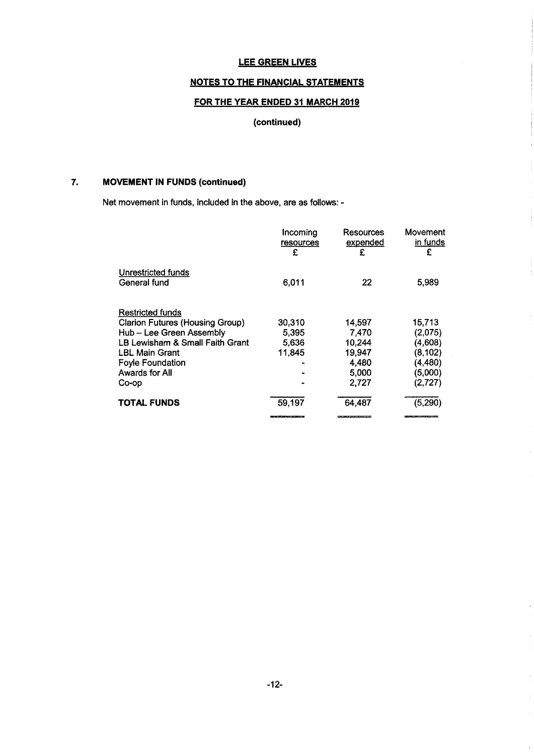# LEE GREEN LIVES

## NOTES TO THE FINANCIAL STATEMENTS

## FOR THE YEAR ENDED 31 MARCH 2019

**(continued)**

### 7. MOVEMENT IN FUNDS (continued)

Net movement in funds, included in the above, are as follows: -

| | Incoming resources £ | Resources expended £ | Movement in funds £ |
|---|---|---|---|
| Unrestricted funds | | | |
| General fund | 6,011 | 22 | 5,989 |
| Restricted funds | | | |
| Clarion Futures (Housing Group) | 30,310 | 14,597 | 15,713 |
| Hub – Lee Green Assembly | 5,395 | 7,470 | (2,075) |
| LB Lewisham & Small Faith Grant | 5,636 | 10,244 | (4,608) |
| LBL Main Grant | 11,845 | 19,947 | (8,102) |
| Foyle Foundation | - | 4,480 | (4,480) |
| Awards for All | - | 5,000 | (5,000) |
| Co-op | - | 2,727 | (2,727) |
| **TOTAL FUNDS** | 59,197 | 64,487 | (5,290) |